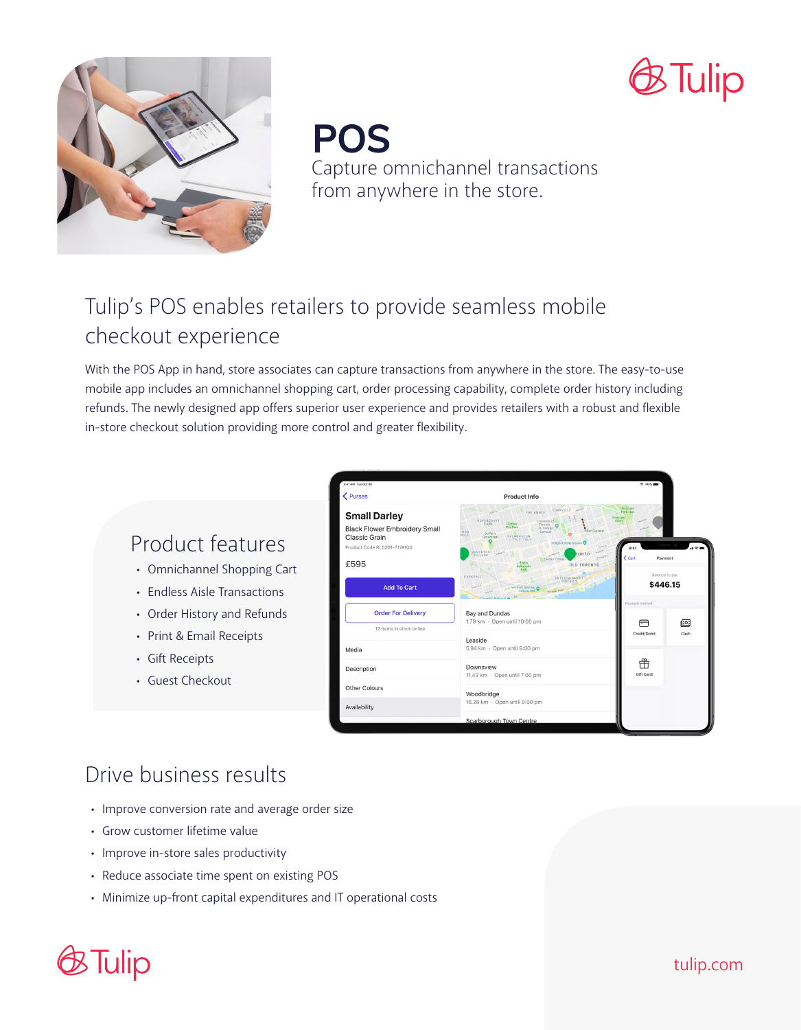# POS

Capture omnichannel transactions from anywhere in the store.

## Tulip's POS enables retailers to provide seamless mobile checkout experience

With the POS App in hand, store associates can capture transactions from anywhere in the store. The easy-to-use mobile app includes an omnichannel shopping cart, order processing capability, complete order history including refunds. The newly designed app offers superior user experience and provides retailers with a robust and flexible in-store checkout solution providing more control and greater flexibility.

## Product features

- Omnichannel Shopping Cart
- Endless Aisle Transactions
- Order History and Refunds
- Print & Email Receipts
- Gift Receipts
- Guest Checkout

## Drive business results

- Improve conversion rate and average order size
- Grow customer lifetime value
- Improve in-store sales productivity
- Reduce associate time spent on existing POS
- Minimize up-front capital expenditures and IT operational costs

tulip.com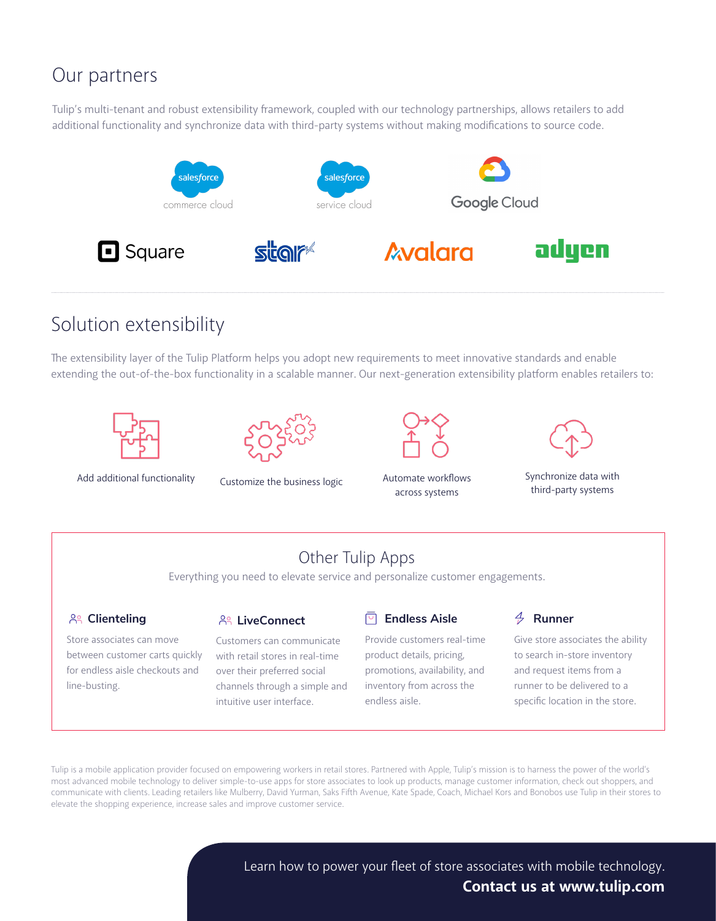## Our partners

Tulip's multi-tenant and robust extensibility framework, coupled with our technology partnerships, allows retailers to add additional functionality and synchronize data with third-party systems without making modifications to source code.

salesforce commerce cloud

salesforce service cloud

Google Cloud

Square

star

Avalara

adyen

## Solution extensibility

The extensibility layer of the Tulip Platform helps you adopt new requirements to meet innovative standards and enable extending the out-of-the-box functionality in a scalable manner. Our next-generation extensibility platform enables retailers to:

- Add additional functionality
- Customize the business logic
- Automate workflows across systems
- Synchronize data with third-party systems

## Other Tulip Apps

Everything you need to elevate service and personalize customer engagements.

### Clienteling

Store associates can move between customer carts quickly for endless aisle checkouts and line-busting.

### LiveConnect

Customers can communicate with retail stores in real-time over their preferred social channels through a simple and intuitive user interface.

### Endless Aisle

Provide customers real-time product details, pricing, promotions, availability, and inventory from across the endless aisle.

### Runner

Give store associates the ability to search in-store inventory and request items from a runner to be delivered to a specific location in the store.

Tulip is a mobile application provider focused on empowering workers in retail stores. Partnered with Apple, Tulip's mission is to harness the power of the world's most advanced mobile technology to deliver simple-to-use apps for store associates to look up products, manage customer information, check out shoppers, and communicate with clients. Leading retailers like Mulberry, David Yurman, Saks Fifth Avenue, Kate Spade, Coach, Michael Kors and Bonobos use Tulip in their stores to elevate the shopping experience, increase sales and improve customer service.

Learn how to power your fleet of store associates with mobile technology.
**Contact us at www.tulip.com**